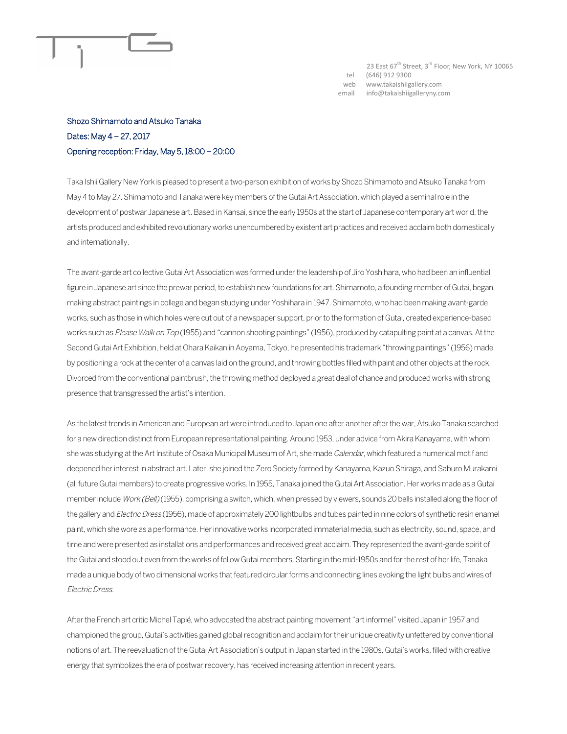23 East 67th Street, 3rd Floor, New York, NY 10065
tel (646) 912 9300
web www.takaishiigallery.com
email info@takaishiigalleryny.com

Shozo Shimamoto and Atsuko Tanaka
Dates: May 4 – 27, 2017
Opening reception: Friday, May 5, 18:00 – 20:00

Taka Ishii Gallery New York is pleased to present a two-person exhibition of works by Shozo Shimamoto and Atsuko Tanaka from May 4 to May 27. Shimamoto and Tanaka were key members of the Gutai Art Association, which played a seminal role in the development of postwar Japanese art. Based in Kansai, since the early 1950s at the start of Japanese contemporary art world, the artists produced and exhibited revolutionary works unencumbered by existent art practices and received acclaim both domestically and internationally.

The avant-garde art collective Gutai Art Association was formed under the leadership of Jiro Yoshihara, who had been an influential figure in Japanese art since the prewar period, to establish new foundations for art. Shimamoto, a founding member of Gutai, began making abstract paintings in college and began studying under Yoshihara in 1947. Shimamoto, who had been making avant-garde works, such as those in which holes were cut out of a newspaper support, prior to the formation of Gutai, created experience-based works such as *Please Walk on Top* (1955) and "cannon shooting paintings" (1956), produced by catapulting paint at a canvas. At the Second Gutai Art Exhibition, held at Ohara Kaikan in Aoyama, Tokyo, he presented his trademark "throwing paintings" (1956) made by positioning a rock at the center of a canvas laid on the ground, and throwing bottles filled with paint and other objects at the rock. Divorced from the conventional paintbrush, the throwing method deployed a great deal of chance and produced works with strong presence that transgressed the artist's intention.

As the latest trends in American and European art were introduced to Japan one after another after the war, Atsuko Tanaka searched for a new direction distinct from European representational painting. Around 1953, under advice from Akira Kanayama, with whom she was studying at the Art Institute of Osaka Municipal Museum of Art, she made *Calendar*, which featured a numerical motif and deepened her interest in abstract art. Later, she joined the Zero Society formed by Kanayama, Kazuo Shiraga, and Saburo Murakami (all future Gutai members) to create progressive works. In 1955, Tanaka joined the Gutai Art Association. Her works made as a Gutai member include *Work (Bell)* (1955), comprising a switch, which, when pressed by viewers, sounds 20 bells installed along the floor of the gallery and *Electric Dress* (1956), made of approximately 200 lightbulbs and tubes painted in nine colors of synthetic resin enamel paint, which she wore as a performance. Her innovative works incorporated immaterial media, such as electricity, sound, space, and time and were presented as installations and performances and received great acclaim. They represented the avant-garde spirit of the Gutai and stood out even from the works of fellow Gutai members. Starting in the mid-1950s and for the rest of her life, Tanaka made a unique body of two dimensional works that featured circular forms and connecting lines evoking the light bulbs and wires of *Electric Dress.*

After the French art critic Michel Tapié, who advocated the abstract painting movement "art informel" visited Japan in 1957 and championed the group, Gutai's activities gained global recognition and acclaim for their unique creativity unfettered by conventional notions of art. The reevaluation of the Gutai Art Association's output in Japan started in the 1980s. Gutai's works, filled with creative energy that symbolizes the era of postwar recovery, has received increasing attention in recent years.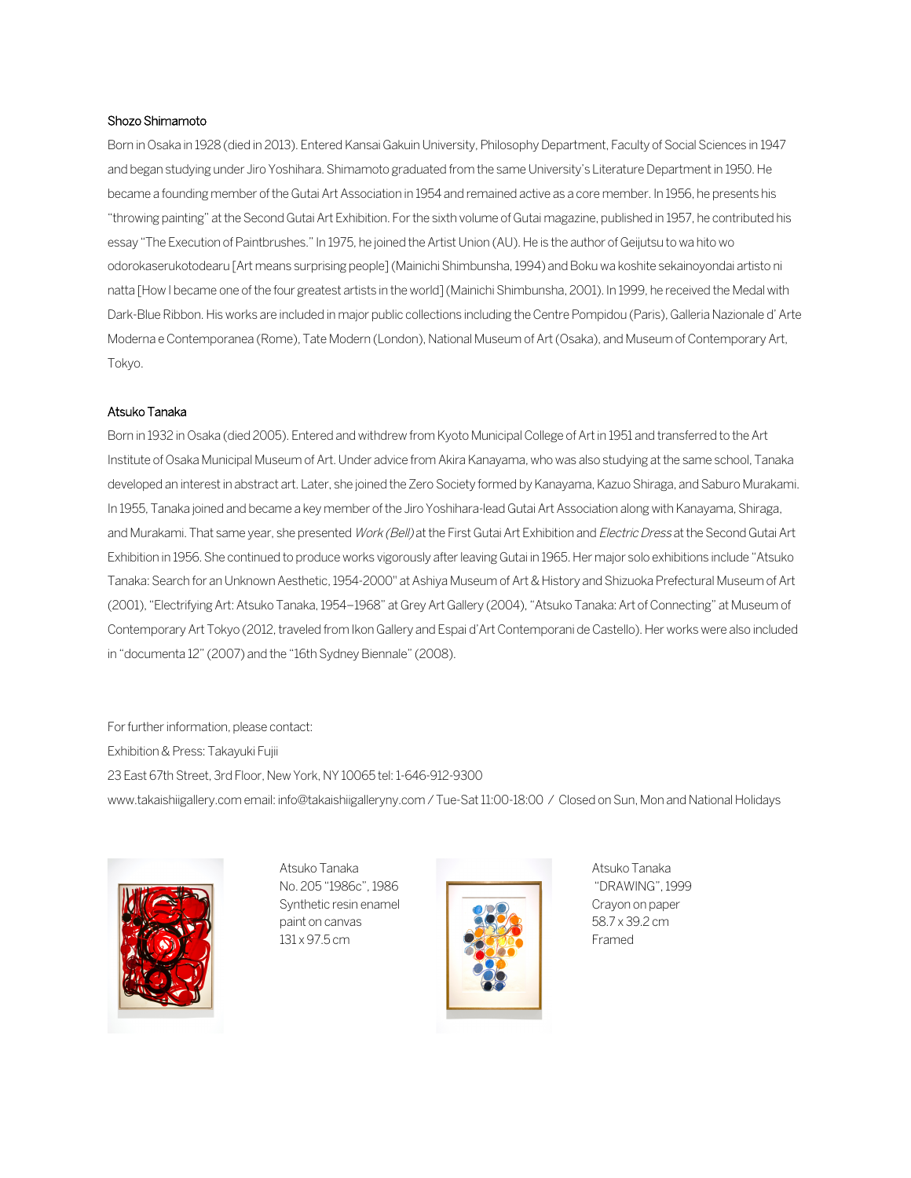### Shozo Shimamoto

Born in Osaka in 1928 (died in 2013). Entered Kansai Gakuin University, Philosophy Department, Faculty of Social Sciences in 1947 and began studying under Jiro Yoshihara. Shimamoto graduated from the same University's Literature Department in 1950. He became a founding member of the Gutai Art Association in 1954 and remained active as a core member. In 1956, he presents his "throwing painting" at the Second Gutai Art Exhibition. For the sixth volume of Gutai magazine, published in 1957, he contributed his essay "The Execution of Paintbrushes." In 1975, he joined the Artist Union (AU). He is the author of Geijutsu to wa hito wo odorokaserukotodearu [Art means surprising people] (Mainichi Shimbunsha, 1994) and Boku wa koshite sekainoyondai artisto ni natta [How I became one of the four greatest artists in the world] (Mainichi Shimbunsha, 2001). In 1999, he received the Medal with Dark-Blue Ribbon. His works are included in major public collections including the Centre Pompidou (Paris), Galleria Nazionale d' Arte Moderna e Contemporanea (Rome), Tate Modern (London), National Museum of Art (Osaka), and Museum of Contemporary Art, Tokyo.

### Atsuko Tanaka

Born in 1932 in Osaka (died 2005). Entered and withdrew from Kyoto Municipal College of Art in 1951 and transferred to the Art Institute of Osaka Municipal Museum of Art. Under advice from Akira Kanayama, who was also studying at the same school, Tanaka developed an interest in abstract art. Later, she joined the Zero Society formed by Kanayama, Kazuo Shiraga, and Saburo Murakami. In 1955, Tanaka joined and became a key member of the Jiro Yoshihara-lead Gutai Art Association along with Kanayama, Shiraga, and Murakami. That same year, she presented *Work (Bell)* at the First Gutai Art Exhibition and *Electric Dress* at the Second Gutai Art Exhibition in 1956. She continued to produce works vigorously after leaving Gutai in 1965. Her major solo exhibitions include "Atsuko Tanaka: Search for an Unknown Aesthetic, 1954-2000" at Ashiya Museum of Art & History and Shizuoka Prefectural Museum of Art (2001), "Electrifying Art: Atsuko Tanaka, 1954–1968" at Grey Art Gallery (2004), "Atsuko Tanaka: Art of Connecting" at Museum of Contemporary Art Tokyo (2012, traveled from Ikon Gallery and Espai d'Art Contemporani de Castello). Her works were also included in "documenta 12" (2007) and the "16th Sydney Biennale" (2008).

For further information, please contact:
Exhibition & Press: Takayuki Fujii
23 East 67th Street, 3rd Floor, New York, NY 10065 tel: 1-646-912-9300
www.takaishiigallery.com email: info@takaishiigalleryny.com / Tue-Sat 11:00-18:00 / Closed on Sun, Mon and National Holidays

Atsuko Tanaka
No. 205 "1986c", 1986
Synthetic resin enamel paint on canvas
131 x 97.5 cm

Atsuko Tanaka
"DRAWING", 1999
Crayon on paper
58.7 x 39.2 cm
Framed